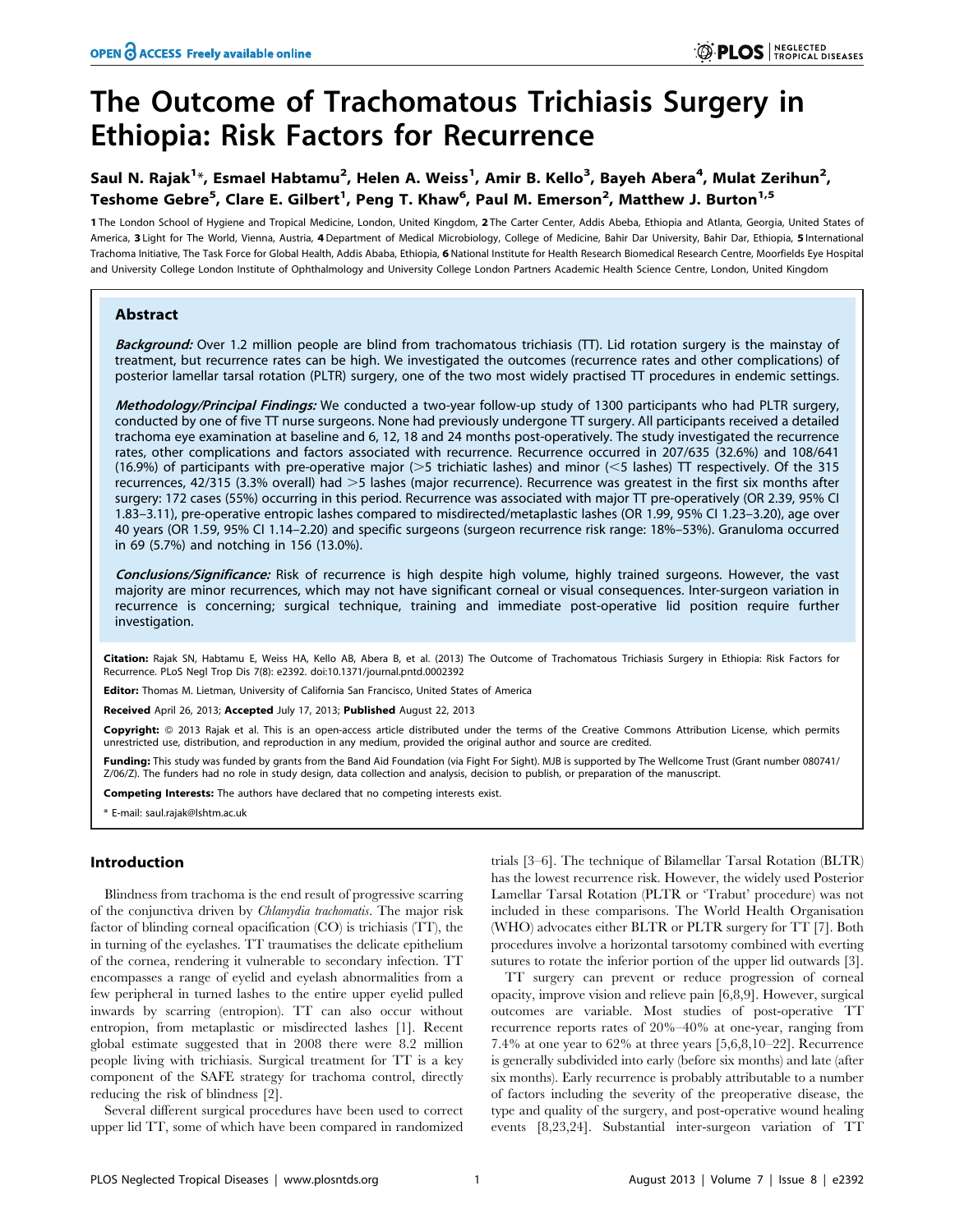# The Outcome of Trachomatous Trichiasis Surgery in Ethiopia: Risk Factors for Recurrence

**Saul N. Rajak[1]*, Esmael Habtamu[2], Helen A. Weiss[1], Amir B. Kello[3], Bayeh Abera[4], Mulat Zerihun[2], Teshome Gebre[5], Clare E. Gilbert[1], Peng T. Khaw[6], Paul M. Emerson[2], Matthew J. Burton[1,5]**

**1** The London School of Hygiene and Tropical Medicine, London, United Kingdom, **2** The Carter Center, Addis Abeba, Ethiopia and Atlanta, Georgia, United States of America, **3** Light for The World, Vienna, Austria, **4** Department of Medical Microbiology, College of Medicine, Bahir Dar University, Bahir Dar, Ethiopia, **5** International Trachoma Initiative, The Task Force for Global Health, Addis Ababa, Ethiopia, **6** National Institute for Health Research Biomedical Research Centre, Moorfields Eye Hospital and University College London Institute of Ophthalmology and University College London Partners Academic Health Science Centre, London, United Kingdom

## Abstract

***Background:*** Over 1.2 million people are blind from trachomatous trichiasis (TT). Lid rotation surgery is the mainstay of treatment, but recurrence rates can be high. We investigated the outcomes (recurrence rates and other complications) of posterior lamellar tarsal rotation (PLTR) surgery, one of the two most widely practised TT procedures in endemic settings.

***Methodology/Principal Findings:*** We conducted a two-year follow-up study of 1300 participants who had PLTR surgery, conducted by one of five TT nurse surgeons. None had previously undergone TT surgery. All participants received a detailed trachoma eye examination at baseline and 6, 12, 18 and 24 months post-operatively. The study investigated the recurrence rates, other complications and factors associated with recurrence. Recurrence occurred in 207/635 (32.6%) and 108/641 (16.9%) of participants with pre-operative major (>5 trichiatic lashes) and minor (<5 lashes) TT respectively. Of the 315 recurrences, 42/315 (3.3% overall) had >5 lashes (major recurrence). Recurrence was greatest in the first six months after surgery: 172 cases (55%) occurring in this period. Recurrence was associated with major TT pre-operatively (OR 2.39, 95% CI 1.83–3.11), pre-operative entropic lashes compared to misdirected/metaplastic lashes (OR 1.99, 95% CI 1.23–3.20), age over 40 years (OR 1.59, 95% CI 1.14–2.20) and specific surgeons (surgeon recurrence risk range: 18%–53%). Granuloma occurred in 69 (5.7%) and notching in 156 (13.0%).

***Conclusions/Significance:*** Risk of recurrence is high despite high volume, highly trained surgeons. However, the vast majority are minor recurrences, which may not have significant corneal or visual consequences. Inter-surgeon variation in recurrence is concerning; surgical technique, training and immediate post-operative lid position require further investigation.

**Citation:** Rajak SN, Habtamu E, Weiss HA, Kello AB, Abera B, et al. (2013) The Outcome of Trachomatous Trichiasis Surgery in Ethiopia: Risk Factors for Recurrence. PLoS Negl Trop Dis 7(8): e2392. doi:10.1371/journal.pntd.0002392

**Editor:** Thomas M. Lietman, University of California San Francisco, United States of America

**Received** April 26, 2013; **Accepted** July 17, 2013; **Published** August 22, 2013

**Copyright:** © 2013 Rajak et al. This is an open-access article distributed under the terms of the Creative Commons Attribution License, which permits unrestricted use, distribution, and reproduction in any medium, provided the original author and source are credited.

**Funding:** This study was funded by grants from the Band Aid Foundation (via Fight For Sight). MJB is supported by The Wellcome Trust (Grant number 080741/Z/06/Z). The funders had no role in study design, data collection and analysis, decision to publish, or preparation of the manuscript.

**Competing Interests:** The authors have declared that no competing interests exist.

\* E-mail: saul.rajak@lshtm.ac.uk

## Introduction

Blindness from trachoma is the end result of progressive scarring of the conjunctiva driven by *Chlamydia trachomatis*. The major risk factor of blinding corneal opacification (CO) is trichiasis (TT), the in turning of the eyelashes. TT traumatises the delicate epithelium of the cornea, rendering it vulnerable to secondary infection. TT encompasses a range of eyelid and eyelash abnormalities from a few peripheral in turned lashes to the entire upper eyelid pulled inwards by scarring (entropion). TT can also occur without entropion, from metaplastic or misdirected lashes [1]. Recent global estimate suggested that in 2008 there were 8.2 million people living with trichiasis. Surgical treatment for TT is a key component of the SAFE strategy for trachoma control, directly reducing the risk of blindness [2].

Several different surgical procedures have been used to correct upper lid TT, some of which have been compared in randomized trials [3–6]. The technique of Bilamellar Tarsal Rotation (BLTR) has the lowest recurrence risk. However, the widely used Posterior Lamellar Tarsal Rotation (PLTR or 'Trabut' procedure) was not included in these comparisons. The World Health Organisation (WHO) advocates either BLTR or PLTR surgery for TT [7]. Both procedures involve a horizontal tarsotomy combined with everting sutures to rotate the inferior portion of the upper lid outwards [3].

TT surgery can prevent or reduce progression of corneal opacity, improve vision and relieve pain [6,8,9]. However, surgical outcomes are variable. Most studies of post-operative TT recurrence reports rates of 20%–40% at one-year, ranging from 7.4% at one year to 62% at three years [5,6,8,10–22]. Recurrence is generally subdivided into early (before six months) and late (after six months). Early recurrence is probably attributable to a number of factors including the severity of the preoperative disease, the type and quality of the surgery, and post-operative wound healing events [8,23,24]. Substantial inter-surgeon variation of TT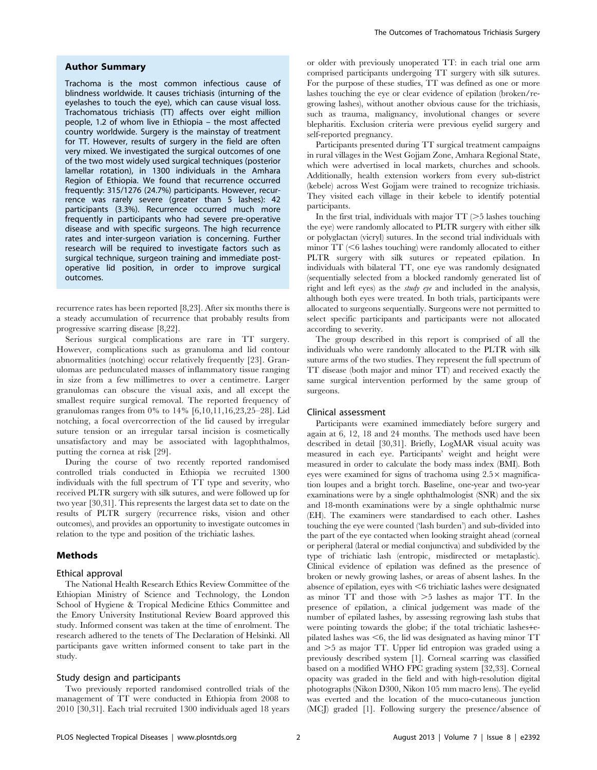## Author Summary

Trachoma is the most common infectious cause of blindness worldwide. It causes trichiasis (inturning of the eyelashes to touch the eye), which can cause visual loss. Trachomatous trichiasis (TT) affects over eight million people, 1.2 of whom live in Ethiopia – the most affected country worldwide. Surgery is the mainstay of treatment for TT. However, results of surgery in the field are often very mixed. We investigated the surgical outcomes of one of the two most widely used surgical techniques (posterior lamellar rotation), in 1300 individuals in the Amhara Region of Ethiopia. We found that recurrence occurred frequently: 315/1276 (24.7%) participants. However, recurrence was rarely severe (greater than 5 lashes): 42 participants (3.3%). Recurrence occurred much more frequently in participants who had severe pre-operative disease and with specific surgeons. The high recurrence rates and inter-surgeon variation is concerning. Further research will be required to investigate factors such as surgical technique, surgeon training and immediate post-operative lid position, in order to improve surgical outcomes.

recurrence rates has been reported [8,23]. After six months there is a steady accumulation of recurrence that probably results from progressive scarring disease [8,22].

Serious surgical complications are rare in TT surgery. However, complications such as granuloma and lid contour abnormalities (notching) occur relatively frequently [23]. Granulomas are pedunculated masses of inflammatory tissue ranging in size from a few millimetres to over a centimetre. Larger granulomas can obscure the visual axis, and all except the smallest require surgical removal. The reported frequency of granulomas ranges from 0% to 14% [6,10,11,16,23,25–28]. Lid notching, a focal overcorrection of the lid caused by irregular suture tension or an irregular tarsal incision is cosmetically unsatisfactory and may be associated with lagophthalmos, putting the cornea at risk [29].

During the course of two recently reported randomised controlled trials conducted in Ethiopia we recruited 1300 individuals with the full spectrum of TT type and severity, who received PLTR surgery with silk sutures, and were followed up for two year [30,31]. This represents the largest data set to date on the results of PLTR surgery (recurrence risks, vision and other outcomes), and provides an opportunity to investigate outcomes in relation to the type and position of the trichiatic lashes.

## Methods

### Ethical approval

The National Health Research Ethics Review Committee of the Ethiopian Ministry of Science and Technology, the London School of Hygiene & Tropical Medicine Ethics Committee and the Emory University Institutional Review Board approved this study. Informed consent was taken at the time of enrolment. The research adhered to the tenets of The Declaration of Helsinki. All participants gave written informed consent to take part in the study.

### Study design and participants

Two previously reported randomised controlled trials of the management of TT were conducted in Ethiopia from 2008 to 2010 [30,31]. Each trial recruited 1300 individuals aged 18 years or older with previously unoperated TT: in each trial one arm comprised participants undergoing TT surgery with silk sutures. For the purpose of these studies, TT was defined as one or more lashes touching the eye or clear evidence of epilation (broken/regrowing lashes), without another obvious cause for the trichiasis, such as trauma, malignancy, involutional changes or severe blepharitis. Exclusion criteria were previous eyelid surgery and self-reported pregnancy.

Participants presented during TT surgical treatment campaigns in rural villages in the West Gojjam Zone, Amhara Regional State, which were advertised in local markets, churches and schools. Additionally, health extension workers from every sub-district (kebele) across West Gojjam were trained to recognize trichiasis. They visited each village in their kebele to identify potential participants.

In the first trial, individuals with major TT (>5 lashes touching the eye) were randomly allocated to PLTR surgery with either silk or polyglactan (vicryl) sutures. In the second trial individuals with minor TT (<6 lashes touching) were randomly allocated to either PLTR surgery with silk sutures or repeated epilation. In individuals with bilateral TT, one eye was randomly designated (sequentially selected from a blocked randomly generated list of right and left eyes) as the *study eye* and included in the analysis, although both eyes were treated. In both trials, participants were allocated to surgeons sequentially. Surgeons were not permitted to select specific participants and participants were not allocated according to severity.

The group described in this report is comprised of all the individuals who were randomly allocated to the PLTR with silk suture arms of the two studies. They represent the full spectrum of TT disease (both major and minor TT) and received exactly the same surgical intervention performed by the same group of surgeons.

### Clinical assessment

Participants were examined immediately before surgery and again at 6, 12, 18 and 24 months. The methods used have been described in detail [30,31]. Briefly, LogMAR visual acuity was measured in each eye. Participants' weight and height were measured in order to calculate the body mass index (BMI). Both eyes were examined for signs of trachoma using 2.5× magnification loupes and a bright torch. Baseline, one-year and two-year examinations were by a single ophthalmologist (SNR) and the six and 18-month examinations were by a single ophthalmic nurse (EH). The examiners were standardised to each other. Lashes touching the eye were counted ('lash burden') and sub-divided into the part of the eye contacted when looking straight ahead (corneal or peripheral (lateral or medial conjunctiva) and subdivided by the type of trichiatic lash (entropic, misdirected or metaplastic). Clinical evidence of epilation was defined as the presence of broken or newly growing lashes, or areas of absent lashes. In the absence of epilation, eyes with <6 trichiatic lashes were designated as minor TT and those with >5 lashes as major TT. In the presence of epilation, a clinical judgement was made of the number of epilated lashes, by assessing regrowing lash stubs that were pointing towards the globe; if the total trichiatic lashes+epilated lashes was <6, the lid was designated as having minor TT and >5 as major TT. Upper lid entropion was graded using a previously described system [1]. Corneal scarring was classified based on a modified WHO FPC grading system [32,33]. Corneal opacity was graded in the field and with high-resolution digital photographs (Nikon D300, Nikon 105 mm macro lens). The eyelid was everted and the location of the muco-cutaneous junction (MCJ) graded [1]. Following surgery the presence/absence of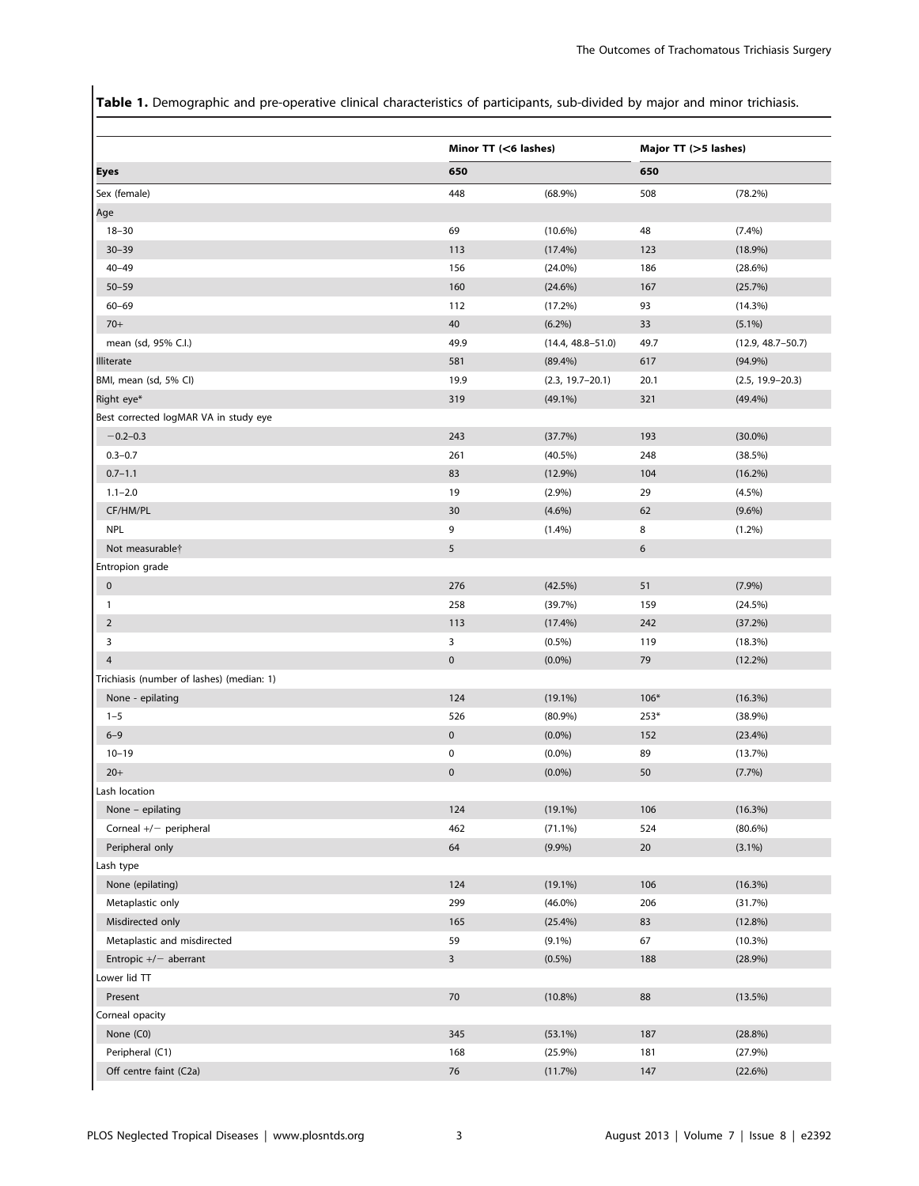**Table 1.** Demographic and pre-operative clinical characteristics of participants, sub-divided by major and minor trichiasis.

| | Minor TT (<6 lashes) | | Major TT (>5 lashes) | |
|---|---|---|---|---|
| **Eyes** | 650 | | 650 | |
| Sex (female) | 448 | (68.9%) | 508 | (78.2%) |
| Age | | | | |
| 18–30 | 69 | (10.6%) | 48 | (7.4%) |
| 30–39 | 113 | (17.4%) | 123 | (18.9%) |
| 40–49 | 156 | (24.0%) | 186 | (28.6%) |
| 50–59 | 160 | (24.6%) | 167 | (25.7%) |
| 60–69 | 112 | (17.2%) | 93 | (14.3%) |
| 70+ | 40 | (6.2%) | 33 | (5.1%) |
| mean (sd, 95% C.I.) | 49.9 | (14.4, 48.8–51.0) | 49.7 | (12.9, 48.7–50.7) |
| Illiterate | 581 | (89.4%) | 617 | (94.9%) |
| BMI, mean (sd, 5% CI) | 19.9 | (2.3, 19.7–20.1) | 20.1 | (2.5, 19.9–20.3) |
| Right eye* | 319 | (49.1%) | 321 | (49.4%) |
| Best corrected logMAR VA in study eye | | | | |
| −0.2–0.3 | 243 | (37.7%) | 193 | (30.0%) |
| 0.3–0.7 | 261 | (40.5%) | 248 | (38.5%) |
| 0.7–1.1 | 83 | (12.9%) | 104 | (16.2%) |
| 1.1–2.0 | 19 | (2.9%) | 29 | (4.5%) |
| CF/HM/PL | 30 | (4.6%) | 62 | (9.6%) |
| NPL | 9 | (1.4%) | 8 | (1.2%) |
| Not measurable† | 5 | | 6 | |
| Entropion grade | | | | |
| 0 | 276 | (42.5%) | 51 | (7.9%) |
| 1 | 258 | (39.7%) | 159 | (24.5%) |
| 2 | 113 | (17.4%) | 242 | (37.2%) |
| 3 | 3 | (0.5%) | 119 | (18.3%) |
| 4 | 0 | (0.0%) | 79 | (12.2%) |
| Trichiasis (number of lashes) (median: 1) | | | | |
| None - epilating | 124 | (19.1%) | 106* | (16.3%) |
| 1–5 | 526 | (80.9%) | 253* | (38.9%) |
| 6–9 | 0 | (0.0%) | 152 | (23.4%) |
| 10–19 | 0 | (0.0%) | 89 | (13.7%) |
| 20+ | 0 | (0.0%) | 50 | (7.7%) |
| Lash location | | | | |
| None – epilating | 124 | (19.1%) | 106 | (16.3%) |
| Corneal +/− peripheral | 462 | (71.1%) | 524 | (80.6%) |
| Peripheral only | 64 | (9.9%) | 20 | (3.1%) |
| Lash type | | | | |
| None (epilating) | 124 | (19.1%) | 106 | (16.3%) |
| Metaplastic only | 299 | (46.0%) | 206 | (31.7%) |
| Misdirected only | 165 | (25.4%) | 83 | (12.8%) |
| Metaplastic and misdirected | 59 | (9.1%) | 67 | (10.3%) |
| Entropic +/− aberrant | 3 | (0.5%) | 188 | (28.9%) |
| Lower lid TT | | | | |
| Present | 70 | (10.8%) | 88 | (13.5%) |
| Corneal opacity | | | | |
| None (C0) | 345 | (53.1%) | 187 | (28.8%) |
| Peripheral (C1) | 168 | (25.9%) | 181 | (27.9%) |
| Off centre faint (C2a) | 76 | (11.7%) | 147 | (22.6%) |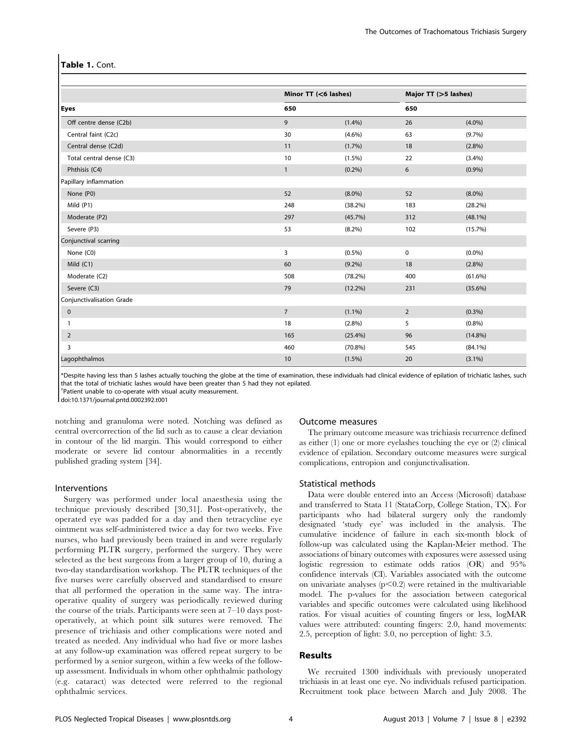**Table 1.** Cont.

| | Minor TT (<6 lashes) | | Major TT (>5 lashes) | |
|---|---|---|---|---|
| **Eyes** | **650** | | **650** | |
| Off centre dense (C2b) | 9 | (1.4%) | 26 | (4.0%) |
| Central faint (C2c) | 30 | (4.6%) | 63 | (9.7%) |
| Central dense (C2d) | 11 | (1.7%) | 18 | (2.8%) |
| Total central dense (C3) | 10 | (1.5%) | 22 | (3.4%) |
| Phthisis (C4) | 1 | (0.2%) | 6 | (0.9%) |
| Papillary inflammation | | | | |
| None (P0) | 52 | (8.0%) | 52 | (8.0%) |
| Mild (P1) | 248 | (38.2%) | 183 | (28.2%) |
| Moderate (P2) | 297 | (45.7%) | 312 | (48.1%) |
| Severe (P3) | 53 | (8.2%) | 102 | (15.7%) |
| Conjunctival scarring | | | | |
| None (C0) | 3 | (0.5%) | 0 | (0.0%) |
| Mild (C1) | 60 | (9.2%) | 18 | (2.8%) |
| Moderate (C2) | 508 | (78.2%) | 400 | (61.6%) |
| Severe (C3) | 79 | (12.2%) | 231 | (35.6%) |
| Conjunctivalisation Grade | | | | |
| 0 | 7 | (1.1%) | 2 | (0.3%) |
| 1 | 18 | (2.8%) | 5 | (0.8%) |
| 2 | 165 | (25.4%) | 96 | (14.8%) |
| 3 | 460 | (70.8%) | 545 | (84.1%) |
| Lagophthalmos | 10 | (1.5%) | 20 | (3.1%) |

*Despite having less than 5 lashes actually touching the globe at the time of examination, these individuals had clinical evidence of epilation of trichiatic lashes, such that the total of trichiatic lashes would have been greater than 5 had they not epilated.

†Patient unable to co-operate with visual acuity measurement.

doi:10.1371/journal.pntd.0002392.t001

notching and granuloma were noted. Notching was defined as central overcorrection of the lid such as to cause a clear deviation in contour of the lid margin. This would correspond to either moderate or severe lid contour abnormalities in a recently published grading system [34].

### Interventions

Surgery was performed under local anaesthesia using the technique previously described [30,31]. Post-operatively, the operated eye was padded for a day and then tetracycline eye ointment was self-administered twice a day for two weeks. Five nurses, who had previously been trained in and were regularly performing PLTR surgery, performed the surgery. They were selected as the best surgeons from a larger group of 10, during a two-day standardisation workshop. The PLTR techniques of the five nurses were carefully observed and standardised to ensure that all performed the operation in the same way. The intra-operative quality of surgery was periodically reviewed during the course of the trials. Participants were seen at 7–10 days post-operatively, at which point silk sutures were removed. The presence of trichiasis and other complications were noted and treated as needed. Any individual who had five or more lashes at any follow-up examination was offered repeat surgery to be performed by a senior surgeon, within a few weeks of the follow-up assessment. Individuals in whom other ophthalmic pathology (e.g. cataract) was detected were referred to the regional ophthalmic services.

### Outcome measures

The primary outcome measure was trichiasis recurrence defined as either (1) one or more eyelashes touching the eye or (2) clinical evidence of epilation. Secondary outcome measures were surgical complications, entropion and conjunctivalisation.

### Statistical methods

Data were double entered into an Access (Microsoft) database and transferred to Stata 11 (StataCorp, College Station, TX). For participants who had bilateral surgery only the randomly designated 'study eye' was included in the analysis. The cumulative incidence of failure in each six-month block of follow-up was calculated using the Kaplan-Meier method. The associations of binary outcomes with exposures were assessed using logistic regression to estimate odds ratios (OR) and 95% confidence intervals (CI). Variables associated with the outcome on univariate analyses ($p<0.2$) were retained in the multivariable model. The p-values for the association between categorical variables and specific outcomes were calculated using likelihood ratios. For visual acuities of counting fingers or less, logMAR values were attributed: counting fingers: 2.0, hand movements: 2.5, perception of light: 3.0, no perception of light: 3.5.

## Results

We recruited 1300 individuals with previously unoperated trichiasis in at least one eye. No individuals refused participation. Recruitment took place between March and July 2008. The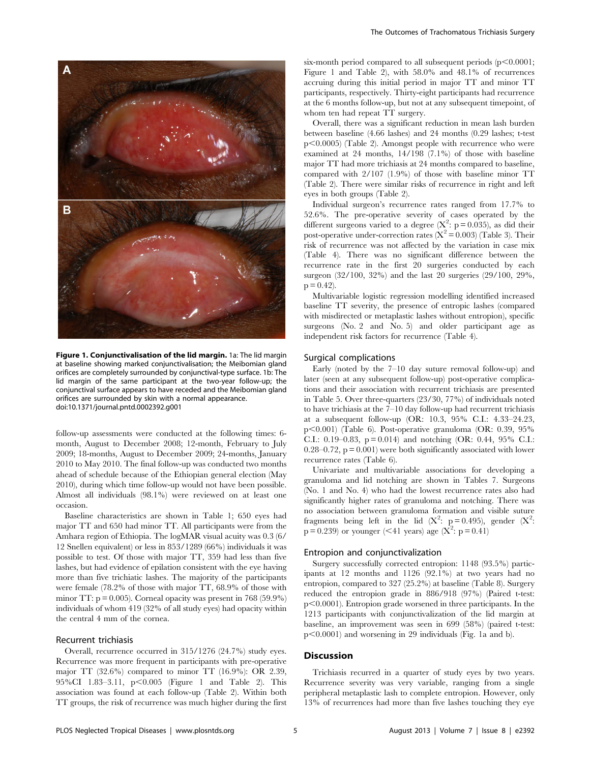Figure 1. Conjunctivalisation of the lid margin. 1a: The lid margin at baseline showing marked conjunctivalisation; the Meibomian gland orifices are completely surrounded by conjunctival-type surface. 1b: The lid margin of the same participant at the two-year follow-up; the conjunctival surface appears to have receded and the Meibomian gland orifices are surrounded by skin with a normal appearance.
doi:10.1371/journal.pntd.0002392.g001

follow-up assessments were conducted at the following times: 6-month, August to December 2008; 12-month, February to July 2009; 18-months, August to December 2009; 24-months, January 2010 to May 2010. The final follow-up was conducted two months ahead of schedule because of the Ethiopian general election (May 2010), during which time follow-up would not have been possible. Almost all individuals (98.1%) were reviewed on at least one occasion.

Baseline characteristics are shown in Table 1; 650 eyes had major TT and 650 had minor TT. All participants were from the Amhara region of Ethiopia. The logMAR visual acuity was 0.3 (6/12 Snellen equivalent) or less in 853/1289 (66%) individuals it was possible to test. Of those with major TT, 359 had less than five lashes, but had evidence of epilation consistent with the eye having more than five trichiatic lashes. The majority of the participants were female (78.2% of those with major TT, 68.9% of those with minor TT: $p = 0.005$). Corneal opacity was present in 768 (59.9%) individuals of whom 419 (32% of all study eyes) had opacity within the central 4 mm of the cornea.

### Recurrent trichiasis

Overall, recurrence occurred in 315/1276 (24.7%) study eyes. Recurrence was more frequent in participants with pre-operative major TT (32.6%) compared to minor TT (16.9%): OR 2.39, 95%CI 1.83–3.11, $p<0.005$ (Figure 1 and Table 2). This association was found at each follow-up (Table 2). Within both TT groups, the risk of recurrence was much higher during the first six-month period compared to all subsequent periods ($p<0.0001$; Figure 1 and Table 2), with 58.0% and 48.1% of recurrences accruing during this initial period in major TT and minor TT participants, respectively. Thirty-eight participants had recurrence at the 6 months follow-up, but not at any subsequent timepoint, of whom ten had repeat TT surgery.

Overall, there was a significant reduction in mean lash burden between baseline (4.66 lashes) and 24 months (0.29 lashes; t-test $p<0.0005$) (Table 2). Amongst people with recurrence who were examined at 24 months, 14/198 (7.1%) of those with baseline major TT had more trichiasis at 24 months compared to baseline, compared with 2/107 (1.9%) of those with baseline minor TT (Table 2). There were similar risks of recurrence in right and left eyes in both groups (Table 2).

Individual surgeon's recurrence rates ranged from 17.7% to 52.6%. The pre-operative severity of cases operated by the different surgeons varied to a degree ($X^2$: $p = 0.035$), as did their post-operative under-correction rates ($X^2 = 0.003$) (Table 3). Their risk of recurrence was not affected by the variation in case mix (Table 4). There was no significant difference between the recurrence rate in the first 20 surgeries conducted by each surgeon (32/100, 32%) and the last 20 surgeries (29/100, 29%, $p = 0.42$).

Multivariable logistic regression modelling identified increased baseline TT severity, the presence of entropic lashes (compared with misdirected or metaplastic lashes without entropion), specific surgeons (No. 2 and No. 5) and older participant age as independent risk factors for recurrence (Table 4).

### Surgical complications

Early (noted by the 7–10 day suture removal follow-up) and later (seen at any subsequent follow-up) post-operative complications and their association with recurrent trichiasis are presented in Table 5. Over three-quarters (23/30, 77%) of individuals noted to have trichiasis at the 7–10 day follow-up had recurrent trichiasis at a subsequent follow-up (OR: 10.3, 95% C.I.: 4.33–24.23, $p<0.001$) (Table 6). Post-operative granuloma (OR: 0.39, 95% C.I.: 0.19–0.83, $p = 0.014$) and notching (OR: 0.44, 95% C.I.: 0.28–0.72, $p = 0.001$) were both significantly associated with lower recurrence rates (Table 6).

Univariate and multivariable associations for developing a granuloma and lid notching are shown in Tables 7. Surgeons (No. 1 and No. 4) who had the lowest recurrence rates also had significantly higher rates of granuloma and notching. There was no association between granuloma formation and visible suture fragments being left in the lid ($X^2$: $p = 0.495$), gender ($X^2$: $p = 0.239$) or younger (<41 years) age ($X^2$: $p = 0.41$)

### Entropion and conjunctivalization

Surgery successfully corrected entropion: 1148 (93.5%) participants at 12 months and 1126 (92.1%) at two years had no entropion, compared to 327 (25.2%) at baseline (Table 8). Surgery reduced the entropion grade in 886/918 (97%) (Paired t-test: $p<0.0001$). Entropion grade worsened in three participants. In the 1213 participants with conjunctivalization of the lid margin at baseline, an improvement was seen in 699 (58%) (paired t-test: $p<0.0001$) and worsening in 29 individuals (Fig. 1a and b).

## Discussion

Trichiasis recurred in a quarter of study eyes by two years. Recurrence severity was very variable, ranging from a single peripheral metaplastic lash to complete entropion. However, only 13% of recurrences had more than five lashes touching they eye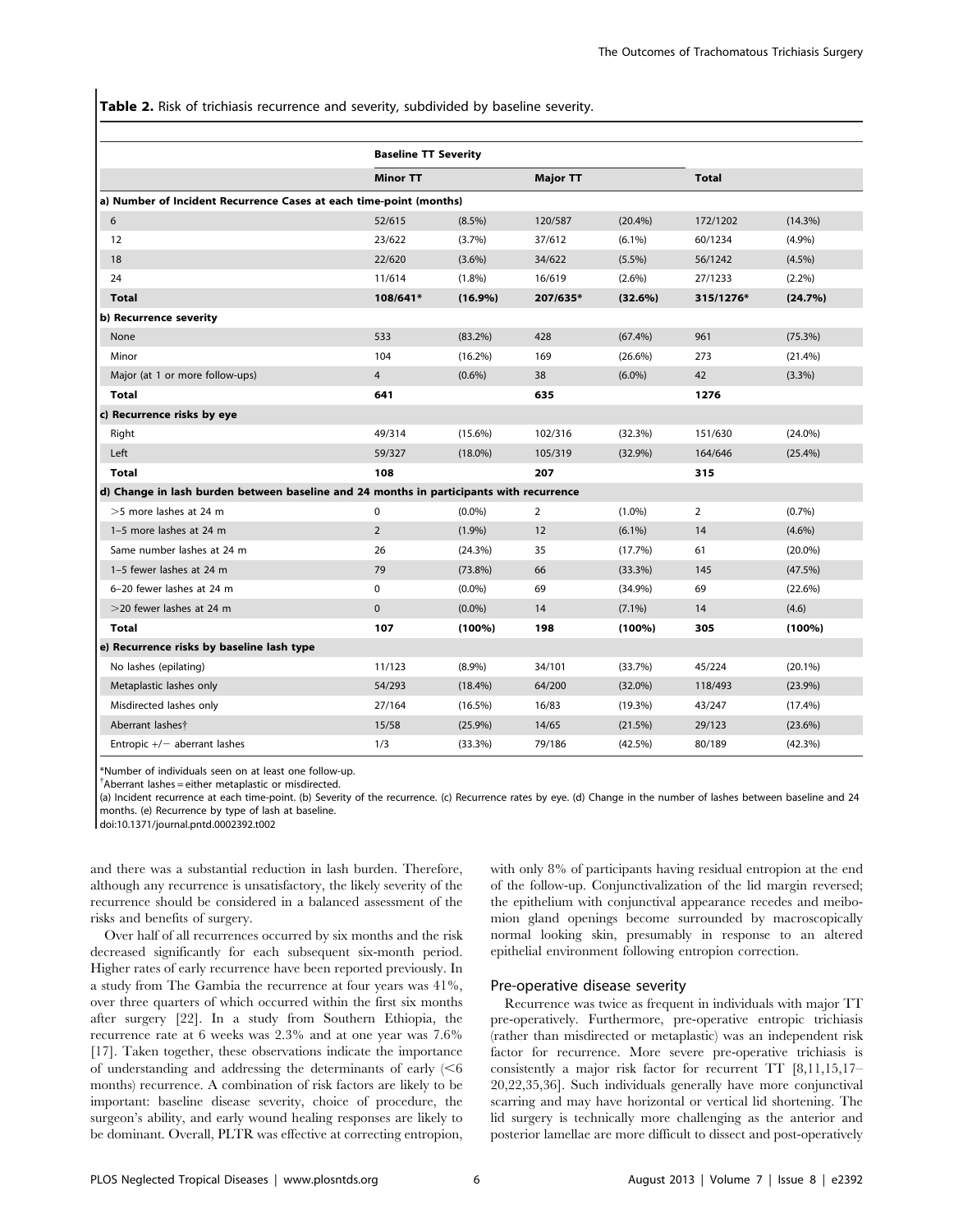**Table 2.** Risk of trichiasis recurrence and severity, subdivided by baseline severity.

| | Baseline TT Severity | | | | | |
|---|---|---|---|---|---|---|
| | Minor TT | | Major TT | | Total | |
| **a) Number of Incident Recurrence Cases at each time-point (months)** | | | | | | |
| 6 | 52/615 | (8.5%) | 120/587 | (20.4%) | 172/1202 | (14.3%) |
| 12 | 23/622 | (3.7%) | 37/612 | (6.1%) | 60/1234 | (4.9%) |
| 18 | 22/620 | (3.6%) | 34/622 | (5.5%) | 56/1242 | (4.5%) |
| 24 | 11/614 | (1.8%) | 16/619 | (2.6%) | 27/1233 | (2.2%) |
| **Total** | **108/641*** | **(16.9%)** | **207/635*** | **(32.6%)** | **315/1276*** | **(24.7%)** |
| **b) Recurrence severity** | | | | | | |
| None | 533 | (83.2%) | 428 | (67.4%) | 961 | (75.3%) |
| Minor | 104 | (16.2%) | 169 | (26.6%) | 273 | (21.4%) |
| Major (at 1 or more follow-ups) | 4 | (0.6%) | 38 | (6.0%) | 42 | (3.3%) |
| **Total** | **641** | | **635** | | **1276** | |
| **c) Recurrence risks by eye** | | | | | | |
| Right | 49/314 | (15.6%) | 102/316 | (32.3%) | 151/630 | (24.0%) |
| Left | 59/327 | (18.0%) | 105/319 | (32.9%) | 164/646 | (25.4%) |
| **Total** | **108** | | **207** | | **315** | |
| **d) Change in lash burden between baseline and 24 months in participants with recurrence** | | | | | | |
| >5 more lashes at 24 m | 0 | (0.0%) | 2 | (1.0%) | 2 | (0.7%) |
| 1–5 more lashes at 24 m | 2 | (1.9%) | 12 | (6.1%) | 14 | (4.6%) |
| Same number lashes at 24 m | 26 | (24.3%) | 35 | (17.7%) | 61 | (20.0%) |
| 1–5 fewer lashes at 24 m | 79 | (73.8%) | 66 | (33.3%) | 145 | (47.5%) |
| 6–20 fewer lashes at 24 m | 0 | (0.0%) | 69 | (34.9%) | 69 | (22.6%) |
| >20 fewer lashes at 24 m | 0 | (0.0%) | 14 | (7.1%) | 14 | (4.6) |
| **Total** | **107** | **(100%)** | **198** | **(100%)** | **305** | **(100%)** |
| **e) Recurrence risks by baseline lash type** | | | | | | |
| No lashes (epilating) | 11/123 | (8.9%) | 34/101 | (33.7%) | 45/224 | (20.1%) |
| Metaplastic lashes only | 54/293 | (18.4%) | 64/200 | (32.0%) | 118/493 | (23.9%) |
| Misdirected lashes only | 27/164 | (16.5%) | 16/83 | (19.3%) | 43/247 | (17.4%) |
| Aberrant lashes† | 15/58 | (25.9%) | 14/65 | (21.5%) | 29/123 | (23.6%) |
| Entropic +/− aberrant lashes | 1/3 | (33.3%) | 79/186 | (42.5%) | 80/189 | (42.3%) |

*Number of individuals seen on at least one follow-up.
†Aberrant lashes = either metaplastic or misdirected.
(a) Incident recurrence at each time-point. (b) Severity of the recurrence. (c) Recurrence rates by eye. (d) Change in the number of lashes between baseline and 24 months. (e) Recurrence by type of lash at baseline.
doi:10.1371/journal.pntd.0002392.t002

and there was a substantial reduction in lash burden. Therefore, although any recurrence is unsatisfactory, the likely severity of the recurrence should be considered in a balanced assessment of the risks and benefits of surgery.

Over half of all recurrences occurred by six months and the risk decreased significantly for each subsequent six-month period. Higher rates of early recurrence have been reported previously. In a study from The Gambia the recurrence at four years was 41%, over three quarters of which occurred within the first six months after surgery [22]. In a study from Southern Ethiopia, the recurrence rate at 6 weeks was 2.3% and at one year was 7.6% [17]. Taken together, these observations indicate the importance of understanding and addressing the determinants of early (<6 months) recurrence. A combination of risk factors are likely to be important: baseline disease severity, choice of procedure, the surgeon's ability, and early wound healing responses are likely to be dominant. Overall, PLTR was effective at correcting entropion, with only 8% of participants having residual entropion at the end of the follow-up. Conjunctivalization of the lid margin reversed; the epithelium with conjunctival appearance recedes and meibomion gland openings become surrounded by macroscopically normal looking skin, presumably in response to an altered epithelial environment following entropion correction.

### Pre-operative disease severity

Recurrence was twice as frequent in individuals with major TT pre-operatively. Furthermore, pre-operative entropic trichiasis (rather than misdirected or metaplastic) was an independent risk factor for recurrence. More severe pre-operative trichiasis is consistently a major risk factor for recurrent TT [8,11,15,17–20,22,35,36]. Such individuals generally have more conjunctival scarring and may have horizontal or vertical lid shortening. The lid surgery is technically more challenging as the anterior and posterior lamellae are more difficult to dissect and post-operatively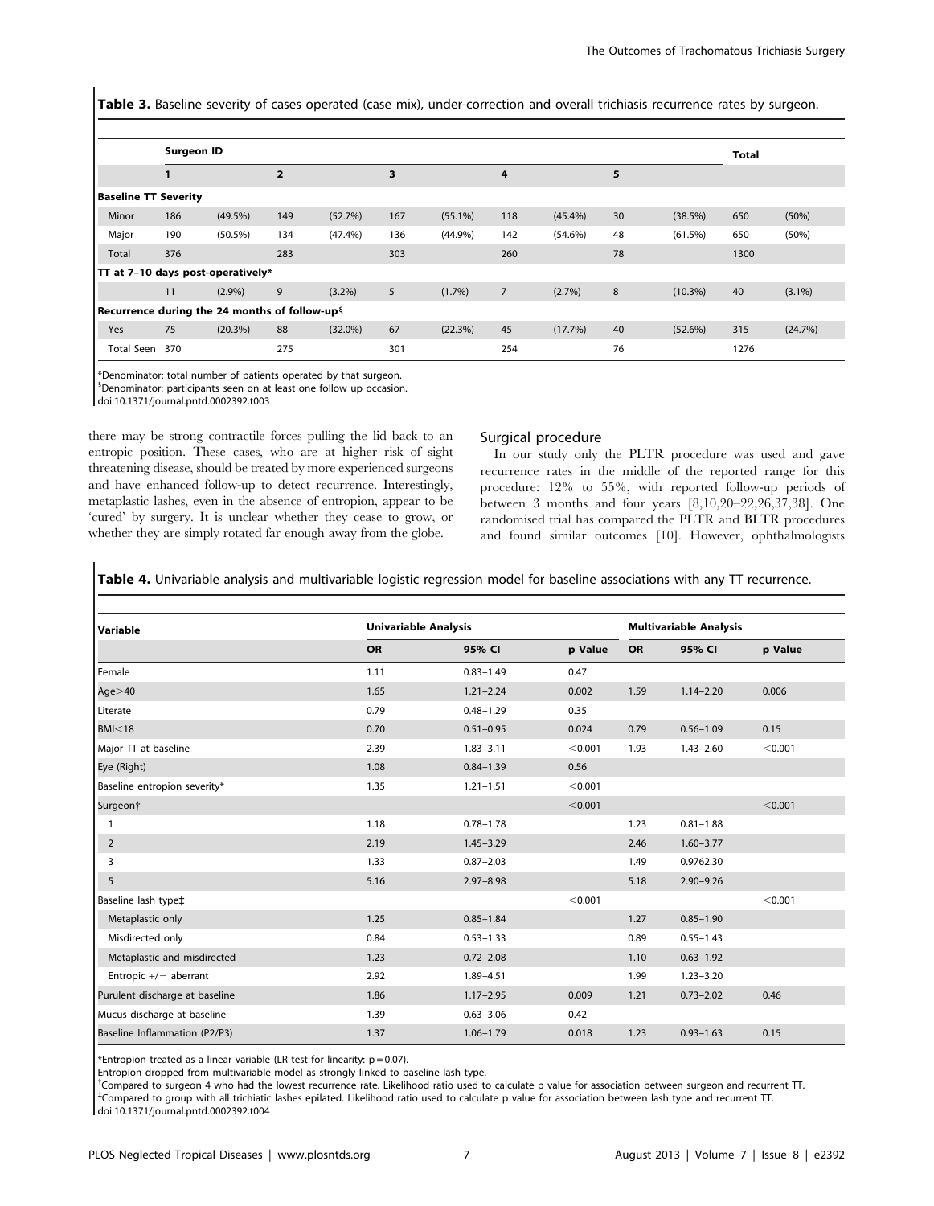**Table 3.** Baseline severity of cases operated (case mix), under-correction and overall trichiasis recurrence rates by surgeon.

| | Surgeon ID | | | | | | | | | | Total | |
|---|---|---|---|---|---|---|---|---|---|---|---|---|
| | 1 | | 2 | | 3 | | 4 | | 5 | | | |
| **Baseline TT Severity** | | | | | | | | | | | | |
| Minor | 186 | (49.5%) | 149 | (52.7%) | 167 | (55.1%) | 118 | (45.4%) | 30 | (38.5%) | 650 | (50%) |
| Major | 190 | (50.5%) | 134 | (47.4%) | 136 | (44.9%) | 142 | (54.6%) | 48 | (61.5%) | 650 | (50%) |
| Total | 376 | | 283 | | 303 | | 260 | | 78 | | 1300 | |
| **TT at 7–10 days post-operatively*** | | | | | | | | | | | | |
| | 11 | (2.9%) | 9 | (3.2%) | 5 | (1.7%) | 7 | (2.7%) | 8 | (10.3%) | 40 | (3.1%) |
| **Recurrence during the 24 months of follow-up§** | | | | | | | | | | | | |
| Yes | 75 | (20.3%) | 88 | (32.0%) | 67 | (22.3%) | 45 | (17.7%) | 40 | (52.6%) | 315 | (24.7%) |
| Total Seen | 370 | | 275 | | 301 | | 254 | | 76 | | 1276 | |

*Denominator: total number of patients operated by that surgeon.
§Denominator: participants seen on at least one follow up occasion.
doi:10.1371/journal.pntd.0002392.t003

there may be strong contractile forces pulling the lid back to an entropic position. These cases, who are at higher risk of sight threatening disease, should be treated by more experienced surgeons and have enhanced follow-up to detect recurrence. Interestingly, metaplastic lashes, even in the absence of entropion, appear to be 'cured' by surgery. It is unclear whether they cease to grow, or whether they are simply rotated far enough away from the globe.

### Surgical procedure

In our study only the PLTR procedure was used and gave recurrence rates in the middle of the reported range for this procedure: 12% to 55%, with reported follow-up periods of between 3 months and four years [8,10,20–22,26,37,38]. One randomised trial has compared the PLTR and BLTR procedures and found similar outcomes [10]. However, ophthalmologists

**Table 4.** Univariable analysis and multivariable logistic regression model for baseline associations with any TT recurrence.

| Variable | Univariable Analysis | | | Multivariable Analysis | | |
|---|---|---|---|---|---|---|
| | OR | 95% CI | p Value | OR | 95% CI | p Value |
| Female | 1.11 | 0.83–1.49 | 0.47 | | | |
| Age>40 | 1.65 | 1.21–2.24 | 0.002 | 1.59 | 1.14–2.20 | 0.006 |
| Literate | 0.79 | 0.48–1.29 | 0.35 | | | |
| BMI<18 | 0.70 | 0.51–0.95 | 0.024 | 0.79 | 0.56–1.09 | 0.15 |
| Major TT at baseline | 2.39 | 1.83–3.11 | <0.001 | 1.93 | 1.43–2.60 | <0.001 |
| Eye (Right) | 1.08 | 0.84–1.39 | 0.56 | | | |
| Baseline entropion severity* | 1.35 | 1.21–1.51 | <0.001 | | | |
| Surgeon† | | | <0.001 | | | <0.001 |
| 1 | 1.18 | 0.78–1.78 | | 1.23 | 0.81–1.88 | |
| 2 | 2.19 | 1.45–3.29 | | 2.46 | 1.60–3.77 | |
| 3 | 1.33 | 0.87–2.03 | | 1.49 | 0.9762.30 | |
| 5 | 5.16 | 2.97–8.98 | | 5.18 | 2.90–9.26 | |
| Baseline lash type‡ | | | <0.001 | | | <0.001 |
| Metaplastic only | 1.25 | 0.85–1.84 | | 1.27 | 0.85–1.90 | |
| Misdirected only | 0.84 | 0.53–1.33 | | 0.89 | 0.55–1.43 | |
| Metaplastic and misdirected | 1.23 | 0.72–2.08 | | 1.10 | 0.63–1.92 | |
| Entropic +/− aberrant | 2.92 | 1.89–4.51 | | 1.99 | 1.23–3.20 | |
| Purulent discharge at baseline | 1.86 | 1.17–2.95 | 0.009 | 1.21 | 0.73–2.02 | 0.46 |
| Mucus discharge at baseline | 1.39 | 0.63–3.06 | 0.42 | | | |
| Baseline Inflammation (P2/P3) | 1.37 | 1.06–1.79 | 0.018 | 1.23 | 0.93–1.63 | 0.15 |

*Entropion treated as a linear variable (LR test for linearity: p = 0.07).
Entropion dropped from multivariable model as strongly linked to baseline lash type.
†Compared to surgeon 4 who had the lowest recurrence rate. Likelihood ratio used to calculate p value for association between surgeon and recurrent TT.
‡Compared to group with all trichiatic lashes epilated. Likelihood ratio used to calculate p value for association between lash type and recurrent TT.
doi:10.1371/journal.pntd.0002392.t004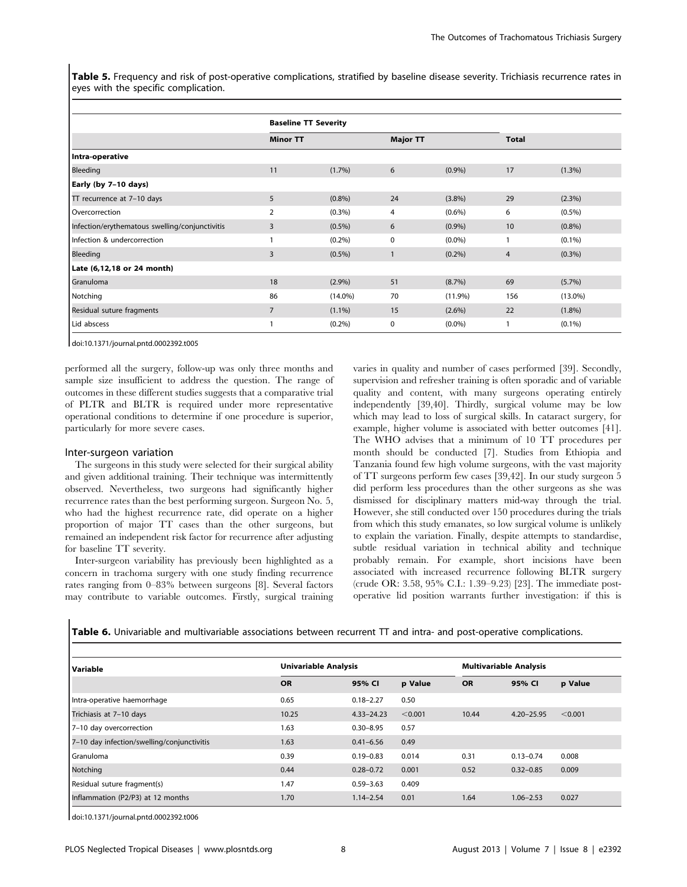**Table 5.** Frequency and risk of post-operative complications, stratified by baseline disease severity. Trichiasis recurrence rates in eyes with the specific complication.

| | Baseline TT Severity | | | | | |
|---|---|---|---|---|---|---|
| | Minor TT | | Major TT | | Total | |
| **Intra-operative** | | | | | | |
| Bleeding | 11 | (1.7%) | 6 | (0.9%) | 17 | (1.3%) |
| **Early (by 7–10 days)** | | | | | | |
| TT recurrence at 7–10 days | 5 | (0.8%) | 24 | (3.8%) | 29 | (2.3%) |
| Overcorrection | 2 | (0.3%) | 4 | (0.6%) | 6 | (0.5%) |
| Infection/erythematous swelling/conjunctivitis | 3 | (0.5%) | 6 | (0.9%) | 10 | (0.8%) |
| Infection & undercorrection | 1 | (0.2%) | 0 | (0.0%) | 1 | (0.1%) |
| Bleeding | 3 | (0.5%) | 1 | (0.2%) | 4 | (0.3%) |
| **Late (6,12,18 or 24 month)** | | | | | | |
| Granuloma | 18 | (2.9%) | 51 | (8.7%) | 69 | (5.7%) |
| Notching | 86 | (14.0%) | 70 | (11.9%) | 156 | (13.0%) |
| Residual suture fragments | 7 | (1.1%) | 15 | (2.6%) | 22 | (1.8%) |
| Lid abscess | 1 | (0.2%) | 0 | (0.0%) | 1 | (0.1%) |

doi:10.1371/journal.pntd.0002392.t005

performed all the surgery, follow-up was only three months and sample size insufficient to address the question. The range of outcomes in these different studies suggests that a comparative trial of PLTR and BLTR is required under more representative operational conditions to determine if one procedure is superior, particularly for more severe cases.

### Inter-surgeon variation

The surgeons in this study were selected for their surgical ability and given additional training. Their technique was intermittently observed. Nevertheless, two surgeons had significantly higher recurrence rates than the best performing surgeon. Surgeon No. 5, who had the highest recurrence rate, did operate on a higher proportion of major TT cases than the other surgeons, but remained an independent risk factor for recurrence after adjusting for baseline TT severity.

Inter-surgeon variability has previously been highlighted as a concern in trachoma surgery with one study finding recurrence rates ranging from 0–83% between surgeons [8]. Several factors may contribute to variable outcomes. Firstly, surgical training varies in quality and number of cases performed [39]. Secondly, supervision and refresher training is often sporadic and of variable quality and content, with many surgeons operating entirely independently [39,40]. Thirdly, surgical volume may be low which may lead to loss of surgical skills. In cataract surgery, for example, higher volume is associated with better outcomes [41]. The WHO advises that a minimum of 10 TT procedures per month should be conducted [7]. Studies from Ethiopia and Tanzania found few high volume surgeons, with the vast majority of TT surgeons perform few cases [39,42]. In our study surgeon 5 did perform less procedures than the other surgeons as she was dismissed for disciplinary matters mid-way through the trial. However, she still conducted over 150 procedures during the trials from which this study emanates, so low surgical volume is unlikely to explain the variation. Finally, despite attempts to standardise, subtle residual variation in technical ability and technique probably remain. For example, short incisions have been associated with increased recurrence following BLTR surgery (crude OR: 3.58, 95% C.I.: 1.39–9.23) [23]. The immediate post-operative lid position warrants further investigation: if this is

**Table 6.** Univariable and multivariable associations between recurrent TT and intra- and post-operative complications.

| Variable | Univariable Analysis | | | Multivariable Analysis | | |
|---|---|---|---|---|---|---|
| | OR | 95% CI | p Value | OR | 95% CI | p Value |
| Intra-operative haemorrhage | 0.65 | 0.18–2.27 | 0.50 | | | |
| Trichiasis at 7–10 days | 10.25 | 4.33–24.23 | <0.001 | 10.44 | 4.20–25.95 | <0.001 |
| 7–10 day overcorrection | 1.63 | 0.30–8.95 | 0.57 | | | |
| 7–10 day infection/swelling/conjunctivitis | 1.63 | 0.41–6.56 | 0.49 | | | |
| Granuloma | 0.39 | 0.19–0.83 | 0.014 | 0.31 | 0.13–0.74 | 0.008 |
| Notching | 0.44 | 0.28–0.72 | 0.001 | 0.52 | 0.32–0.85 | 0.009 |
| Residual suture fragment(s) | 1.47 | 0.59–3.63 | 0.409 | | | |
| Inflammation (P2/P3) at 12 months | 1.70 | 1.14–2.54 | 0.01 | 1.64 | 1.06–2.53 | 0.027 |

doi:10.1371/journal.pntd.0002392.t006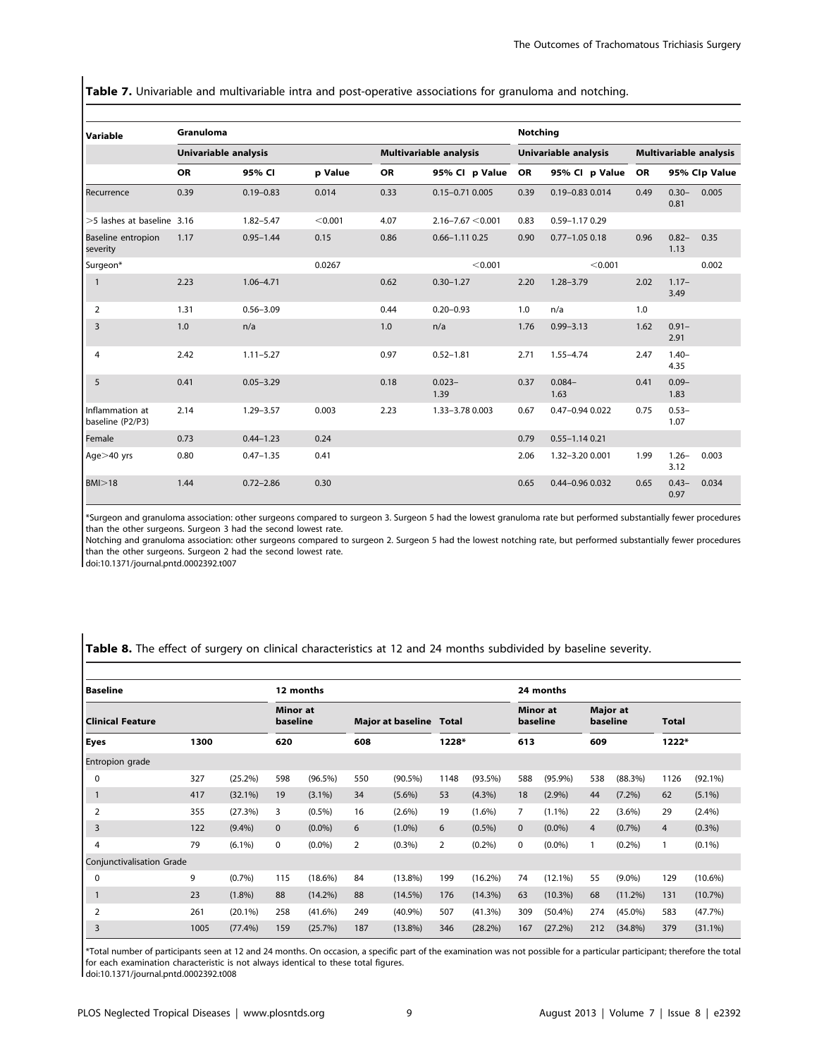**Table 7.** Univariable and multivariable intra and post-operative associations for granuloma and notching.

| Variable | Granuloma | | | | | | Notching | | | | | |
|---|---|---|---|---|---|---|---|---|---|---|---|---|
| | Univariable analysis | | | Multivariable analysis | | | Univariable analysis | | | Multivariable analysis | | |
| | OR | 95% CI | p Value | OR | 95% CI | p Value | OR | 95% CI | p Value | OR | 95% CI | p Value |
| Recurrence | 0.39 | 0.19–0.83 | 0.014 | 0.33 | 0.15–0.71 | 0.005 | 0.39 | 0.19–0.83 | 0.014 | 0.49 | 0.30–0.81 | 0.005 |
| >5 lashes at baseline | 3.16 | 1.82–5.47 | <0.001 | 4.07 | 2.16–7.67 | <0.001 | 0.83 | 0.59–1.17 | 0.29 | | | |
| Baseline entropion severity | 1.17 | 0.95–1.44 | 0.15 | 0.86 | 0.66–1.11 | 0.25 | 0.90 | 0.77–1.05 | 0.18 | 0.96 | 0.82–1.13 | 0.35 |
| Surgeon* | | | 0.0267 | | | <0.001 | | | <0.001 | | | 0.002 |
| 1 | 2.23 | 1.06–4.71 | | 0.62 | 0.30–1.27 | | 2.20 | 1.28–3.79 | | 2.02 | 1.17–3.49 | |
| 2 | 1.31 | 0.56–3.09 | | 0.44 | 0.20–0.93 | | 1.0 | n/a | | 1.0 | | |
| 3 | 1.0 | n/a | | 1.0 | n/a | | 1.76 | 0.99–3.13 | | 1.62 | 0.91–2.91 | |
| 4 | 2.42 | 1.11–5.27 | | 0.97 | 0.52–1.81 | | 2.71 | 1.55–4.74 | | 2.47 | 1.40–4.35 | |
| 5 | 0.41 | 0.05–3.29 | | 0.18 | 0.023–1.39 | | 0.37 | 0.084–1.63 | | 0.41 | 0.09–1.83 | |
| Inflammation at baseline (P2/P3) | 2.14 | 1.29–3.57 | 0.003 | 2.23 | 1.33–3.78 | 0.003 | 0.67 | 0.47–0.94 | 0.022 | 0.75 | 0.53–1.07 | |
| Female | 0.73 | 0.44–1.23 | 0.24 | | | | 0.79 | 0.55–1.14 | 0.21 | | | |
| Age>40 yrs | 0.80 | 0.47–1.35 | 0.41 | | | | 2.06 | 1.32–3.20 | 0.001 | 1.99 | 1.26–3.12 | 0.003 |
| BMI>18 | 1.44 | 0.72–2.86 | 0.30 | | | | 0.65 | 0.44–0.96 | 0.032 | 0.65 | 0.43–0.97 | 0.034 |

*Surgeon and granuloma association: other surgeons compared to surgeon 3. Surgeon 5 had the lowest granuloma rate but performed substantially fewer procedures than the other surgeons. Surgeon 3 had the second lowest rate.

Notching and granuloma association: other surgeons compared to surgeon 2. Surgeon 5 had the lowest notching rate, but performed substantially fewer procedures than the other surgeons. Surgeon 2 had the second lowest rate.

doi:10.1371/journal.pntd.0002392.t007

**Table 8.** The effect of surgery on clinical characteristics at 12 and 24 months subdivided by baseline severity.

| Baseline | | | 12 months | | | | | | 24 months | | | | | |
|---|---|---|---|---|---|---|---|---|---|---|---|---|---|---|
| Clinical Feature | | | Minor at baseline | | Major at baseline | | Total | | Minor at baseline | | Major at baseline | | Total | |
| Eyes | 1300 | | 620 | | 608 | | 1228* | | 613 | | 609 | | 1222* | |
| Entropion grade | | | | | | | | | | | | | | |
| 0 | 327 | (25.2%) | 598 | (96.5%) | 550 | (90.5%) | 1148 | (93.5%) | 588 | (95.9%) | 538 | (88.3%) | 1126 | (92.1%) |
| 1 | 417 | (32.1%) | 19 | (3.1%) | 34 | (5.6%) | 53 | (4.3%) | 18 | (2.9%) | 44 | (7.2%) | 62 | (5.1%) |
| 2 | 355 | (27.3%) | 3 | (0.5%) | 16 | (2.6%) | 19 | (1.6%) | 7 | (1.1%) | 22 | (3.6%) | 29 | (2.4%) |
| 3 | 122 | (9.4%) | 0 | (0.0%) | 6 | (1.0%) | 6 | (0.5%) | 0 | (0.0%) | 4 | (0.7%) | 4 | (0.3%) |
| 4 | 79 | (6.1%) | 0 | (0.0%) | 2 | (0.3%) | 2 | (0.2%) | 0 | (0.0%) | 1 | (0.2%) | 1 | (0.1%) |
| Conjunctivalisation Grade | | | | | | | | | | | | | | |
| 0 | 9 | (0.7%) | 115 | (18.6%) | 84 | (13.8%) | 199 | (16.2%) | 74 | (12.1%) | 55 | (9.0%) | 129 | (10.6%) |
| 1 | 23 | (1.8%) | 88 | (14.2%) | 88 | (14.5%) | 176 | (14.3%) | 63 | (10.3%) | 68 | (11.2%) | 131 | (10.7%) |
| 2 | 261 | (20.1%) | 258 | (41.6%) | 249 | (40.9%) | 507 | (41.3%) | 309 | (50.4%) | 274 | (45.0%) | 583 | (47.7%) |
| 3 | 1005 | (77.4%) | 159 | (25.7%) | 187 | (13.8%) | 346 | (28.2%) | 167 | (27.2%) | 212 | (34.8%) | 379 | (31.1%) |

*Total number of participants seen at 12 and 24 months. On occasion, a specific part of the examination was not possible for a particular participant; therefore the total for each examination characteristic is not always identical to these total figures.

doi:10.1371/journal.pntd.0002392.t008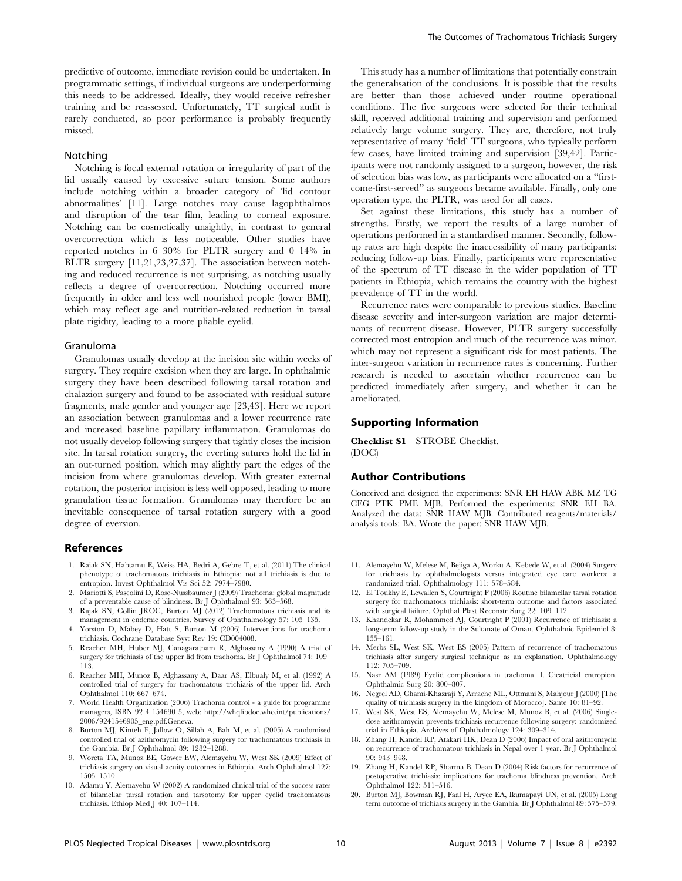predictive of outcome, immediate revision could be undertaken. In programmatic settings, if individual surgeons are underperforming this needs to be addressed. Ideally, they would receive refresher training and be reassessed. Unfortunately, TT surgical audit is rarely conducted, so poor performance is probably frequently missed.

### Notching

Notching is focal external rotation or irregularity of part of the lid usually caused by excessive suture tension. Some authors include notching within a broader category of 'lid contour abnormalities' [11]. Large notches may cause lagophthalmos and disruption of the tear film, leading to corneal exposure. Notching can be cosmetically unsightly, in contrast to general overcorrection which is less noticeable. Other studies have reported notches in 6–30% for PLTR surgery and 0–14% in BLTR surgery [11,21,23,27,37]. The association between notching and reduced recurrence is not surprising, as notching usually reflects a degree of overcorrection. Notching occurred more frequently in older and less well nourished people (lower BMI), which may reflect age and nutrition-related reduction in tarsal plate rigidity, leading to a more pliable eyelid.

### Granuloma

Granulomas usually develop at the incision site within weeks of surgery. They require excision when they are large. In ophthalmic surgery they have been described following tarsal rotation and chalazion surgery and found to be associated with residual suture fragments, male gender and younger age [23,43]. Here we report an association between granulomas and a lower recurrence rate and increased baseline papillary inflammation. Granulomas do not usually develop following surgery that tightly closes the incision site. In tarsal rotation surgery, the everting sutures hold the lid in an out-turned position, which may slightly part the edges of the incision from where granulomas develop. With greater external rotation, the posterior incision is less well opposed, leading to more granulation tissue formation. Granulomas may therefore be an inevitable consequence of tarsal rotation surgery with a good degree of eversion.

This study has a number of limitations that potentially constrain the generalisation of the conclusions. It is possible that the results are better than those achieved under routine operational conditions. The five surgeons were selected for their technical skill, received additional training and supervision and performed relatively large volume surgery. They are, therefore, not truly representative of many 'field' TT surgeons, who typically perform few cases, have limited training and supervision [39,42]. Participants were not randomly assigned to a surgeon, however, the risk of selection bias was low, as participants were allocated on a "first-come-first-served" as surgeons became available. Finally, only one operation type, the PLTR, was used for all cases.

Set against these limitations, this study has a number of strengths. Firstly, we report the results of a large number of operations performed in a standardised manner. Secondly, follow-up rates are high despite the inaccessibility of many participants; reducing follow-up bias. Finally, participants were representative of the spectrum of TT disease in the wider population of TT patients in Ethiopia, which remains the country with the highest prevalence of TT in the world.

Recurrence rates were comparable to previous studies. Baseline disease severity and inter-surgeon variation are major determinants of recurrent disease. However, PLTR surgery successfully corrected most entropion and much of the recurrence was minor, which may not represent a significant risk for most patients. The inter-surgeon variation in recurrence rates is concerning. Further research is needed to ascertain whether recurrence can be predicted immediately after surgery, and whether it can be ameliorated.

## Supporting Information

**Checklist S1** STROBE Checklist.
(DOC)

## Author Contributions

Conceived and designed the experiments: SNR EH HAW ABK MZ TG CEG PTK PME MJB. Performed the experiments: SNR EH BA. Analyzed the data: SNR HAW MJB. Contributed reagents/materials/analysis tools: BA. Wrote the paper: SNR HAW MJB.

## References

1. Rajak SN, Habtamu E, Weiss HA, Bedri A, Gebre T, et al. (2011) The clinical phenotype of trachomatous trichiasis in Ethiopia: not all trichiasis is due to entropion. Invest Ophthalmol Vis Sci 52: 7974–7980.
2. Mariotti S, Pascolini D, Rose-Nussbaumer J (2009) Trachoma: global magnitude of a preventable cause of blindness. Br J Ophthalmol 93: 563–568.
3. Rajak SN, Collin JROC, Burton MJ (2012) Trachomatous trichiasis and its management in endemic countries. Survey of Ophthalmology 57: 105–135.
4. Yorston D, Mabey D, Hatt S, Burton M (2006) Interventions for trachoma trichiasis. Cochrane Database Syst Rev 19: CD004008.
5. Reacher MH, Huber MJ, Canagaratnam R, Alghassany A (1990) A trial of surgery for trichiasis of the upper lid from trachoma. Br J Ophthalmol 74: 109–113.
6. Reacher MH, Munoz B, Alghassany A, Daar AS, Elbualy M, et al. (1992) A controlled trial of surgery for trachomatous trichiasis of the upper lid. Arch Ophthalmol 110: 667–674.
7. World Health Organization (2006) Trachoma control - a guide for programme managers, ISBN 92 4 154690 5, web: http://whqlibdoc.who.int/publications/2006/9241546905_eng.pdf.Geneva.
8. Burton MJ, Kinteh F, Jallow O, Sillah A, Bah M, et al. (2005) A randomised controlled trial of azithromycin following surgery for trachomatous trichiasis in the Gambia. Br J Ophthalmol 89: 1282–1288.
9. Woreta TA, Munoz BE, Gower EW, Alemayehu W, West SK (2009) Effect of trichiasis surgery on visual acuity outcomes in Ethiopia. Arch Ophthalmol 127: 1505–1510.
10. Adamu Y, Alemayehu W (2002) A randomized clinical trial of the success rates of bilamellar tarsal rotation and tarsotomy for upper eyelid trachomatous trichiasis. Ethiop Med J 40: 107–114.
11. Alemayehu W, Melese M, Bejiga A, Worku A, Kebede W, et al. (2004) Surgery for trichiasis by ophthalmologists versus integrated eye care workers: a randomized trial. Ophthalmology 111: 578–584.
12. El Toukhy E, Lewallen S, Courtright P (2006) Routine bilamellar tarsal rotation surgery for trachomatous trichiasis: short-term outcome and factors associated with surgical failure. Ophthal Plast Reconstr Surg 22: 109–112.
13. Khandekar R, Mohammed AJ, Courtright P (2001) Recurrence of trichiasis: a long-term follow-up study in the Sultanate of Oman. Ophthalmic Epidemiol 8: 155–161.
14. Merbs SL, West SK, West ES (2005) Pattern of recurrence of trachomatous trichiasis after surgery surgical technique as an explanation. Ophthalmology 112: 705–709.
15. Nasr AM (1989) Eyelid complications in trachoma. I. Cicatricial entropion. Ophthalmic Surg 20: 800–807.
16. Negrel AD, Chami-Khazraji Y, Arrache ML, Ottmani S, Mahjour J (2000) [The quality of trichiasis surgery in the kingdom of Morocco]. Sante 10: 81–92.
17. West SK, West ES, Alemayehu W, Melese M, Munoz B, et al. (2006) Single-dose azithromycin prevents trichiasis recurrence following surgery: randomized trial in Ethiopia. Archives of Ophthalmology 124: 309–314.
18. Zhang H, Kandel RP, Atakari HK, Dean D (2006) Impact of oral azithromycin on recurrence of trachomatous trichiasis in Nepal over 1 year. Br J Ophthalmol 90: 943–948.
19. Zhang H, Kandel RP, Sharma B, Dean D (2004) Risk factors for recurrence of postoperative trichiasis: implications for trachoma blindness prevention. Arch Ophthalmol 122: 511–516.
20. Burton MJ, Bowman RJ, Faal H, Aryee EA, Ikumapayi UN, et al. (2005) Long term outcome of trichiasis surgery in the Gambia. Br J Ophthalmol 89: 575–579.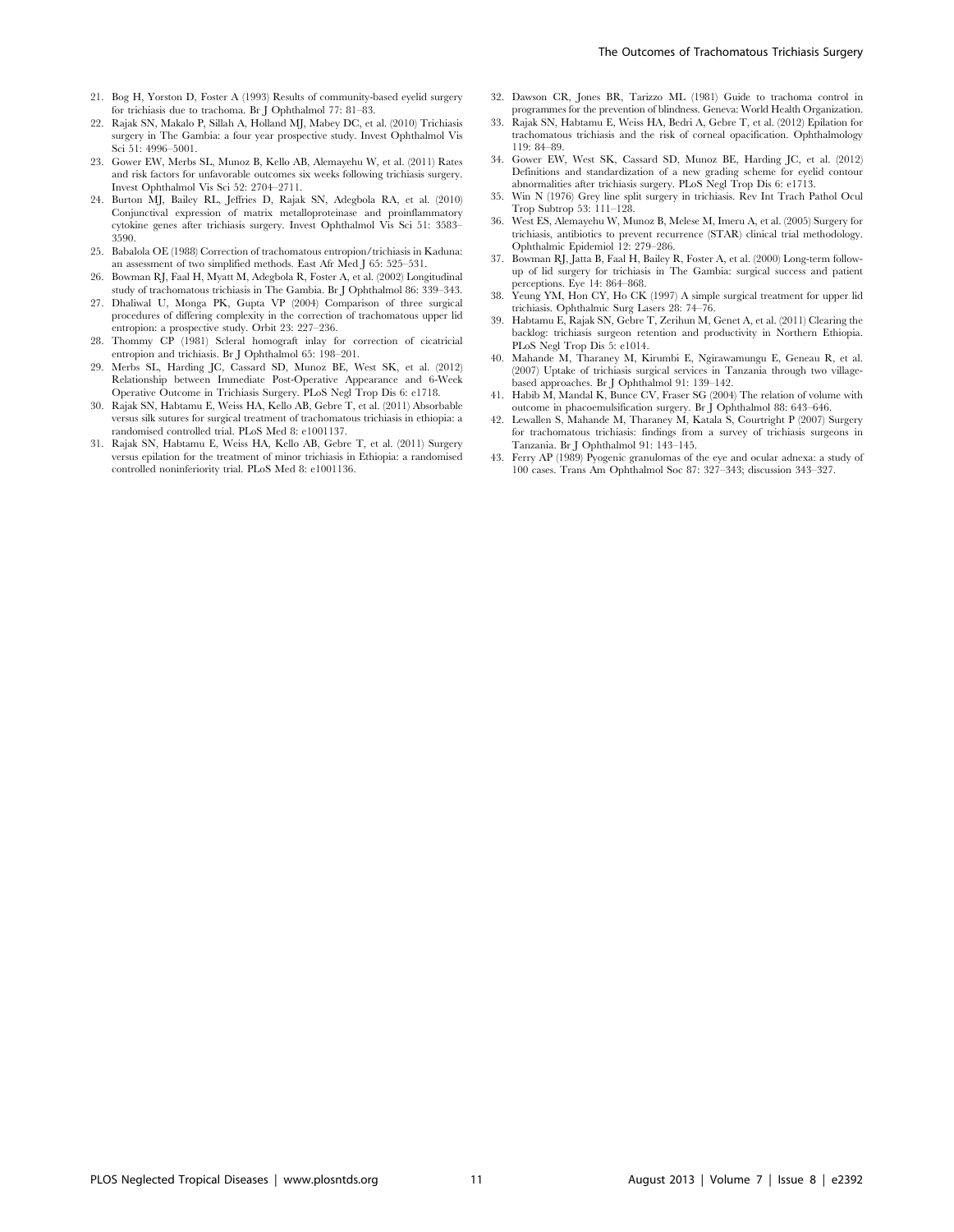21. Bog H, Yorston D, Foster A (1993) Results of community-based eyelid surgery for trichiasis due to trachoma. Br J Ophthalmol 77: 81–83.
22. Rajak SN, Makalo P, Sillah A, Holland MJ, Mabey DC, et al. (2010) Trichiasis surgery in The Gambia: a four year prospective study. Invest Ophthalmol Vis Sci 51: 4996–5001.
23. Gower EW, Merbs SL, Munoz B, Kello AB, Alemayehu W, et al. (2011) Rates and risk factors for unfavorable outcomes six weeks following trichiasis surgery. Invest Ophthalmol Vis Sci 52: 2704–2711.
24. Burton MJ, Bailey RL, Jeffries D, Rajak SN, Adegbola RA, et al. (2010) Conjunctival expression of matrix metalloproteinase and proinflammatory cytokine genes after trichiasis surgery. Invest Ophthalmol Vis Sci 51: 3583–3590.
25. Babalola OE (1988) Correction of trachomatous entropion/trichiasis in Kaduna: an assessment of two simplified methods. East Afr Med J 65: 525–531.
26. Bowman RJ, Faal H, Myatt M, Adegbola R, Foster A, et al. (2002) Longitudinal study of trachomatous trichiasis in The Gambia. Br J Ophthalmol 86: 339–343.
27. Dhaliwal U, Monga PK, Gupta VP (2004) Comparison of three surgical procedures of differing complexity in the correction of trachomatous upper lid entropion: a prospective study. Orbit 23: 227–236.
28. Thommy CP (1981) Scleral homograft inlay for correction of cicatricial entropion and trichiasis. Br J Ophthalmol 65: 198–201.
29. Merbs SL, Harding JC, Cassard SD, Munoz BE, West SK, et al. (2012) Relationship between Immediate Post-Operative Appearance and 6-Week Operative Outcome in Trichiasis Surgery. PLoS Negl Trop Dis 6: e1718.
30. Rajak SN, Habtamu E, Weiss HA, Kello AB, Gebre T, et al. (2011) Absorbable versus silk sutures for surgical treatment of trachomatous trichiasis in ethiopia: a randomised controlled trial. PLoS Med 8: e1001137.
31. Rajak SN, Habtamu E, Weiss HA, Kello AB, Gebre T, et al. (2011) Surgery versus epilation for the treatment of minor trichiasis in Ethiopia: a randomised controlled noninferiority trial. PLoS Med 8: e1001136.
32. Dawson CR, Jones BR, Tarizzo ML (1981) Guide to trachoma control in programmes for the prevention of blindness. Geneva: World Health Organization.
33. Rajak SN, Habtamu E, Weiss HA, Bedri A, Gebre T, et al. (2012) Epilation for trachomatous trichiasis and the risk of corneal opacification. Ophthalmology 119: 84–89.
34. Gower EW, West SK, Cassard SD, Munoz BE, Harding JC, et al. (2012) Definitions and standardization of a new grading scheme for eyelid contour abnormalities after trichiasis surgery. PLoS Negl Trop Dis 6: e1713.
35. Win N (1976) Grey line split surgery in trichiasis. Rev Int Trach Pathol Ocul Trop Subtrop 53: 111–128.
36. West ES, Alemayehu W, Munoz B, Melese M, Imeru A, et al. (2005) Surgery for trichiasis, antibiotics to prevent recurrence (STAR) clinical trial methodology. Ophthalmic Epidemiol 12: 279–286.
37. Bowman RJ, Jatta B, Faal H, Bailey R, Foster A, et al. (2000) Long-term follow-up of lid surgery for trichiasis in The Gambia: surgical success and patient perceptions. Eye 14: 864–868.
38. Yeung YM, Hon CY, Ho CK (1997) A simple surgical treatment for upper lid trichiasis. Ophthalmic Surg Lasers 28: 74–76.
39. Habtamu E, Rajak SN, Gebre T, Zerihun M, Genet A, et al. (2011) Clearing the backlog: trichiasis surgeon retention and productivity in Northern Ethiopia. PLoS Negl Trop Dis 5: e1014.
40. Mahande M, Tharaney M, Kirumbi E, Ngirawamungu E, Geneau R, et al. (2007) Uptake of trichiasis surgical services in Tanzania through two village-based approaches. Br J Ophthalmol 91: 139–142.
41. Habib M, Mandal K, Bunce CV, Fraser SG (2004) The relation of volume with outcome in phacoemulsification surgery. Br J Ophthalmol 88: 643–646.
42. Lewallen S, Mahande M, Tharaney M, Katala S, Courtright P (2007) Surgery for trachomatous trichiasis: findings from a survey of trichiasis surgeons in Tanzania. Br J Ophthalmol 91: 143–145.
43. Ferry AP (1989) Pyogenic granulomas of the eye and ocular adnexa: a study of 100 cases. Trans Am Ophthalmol Soc 87: 327–343; discussion 343–327.